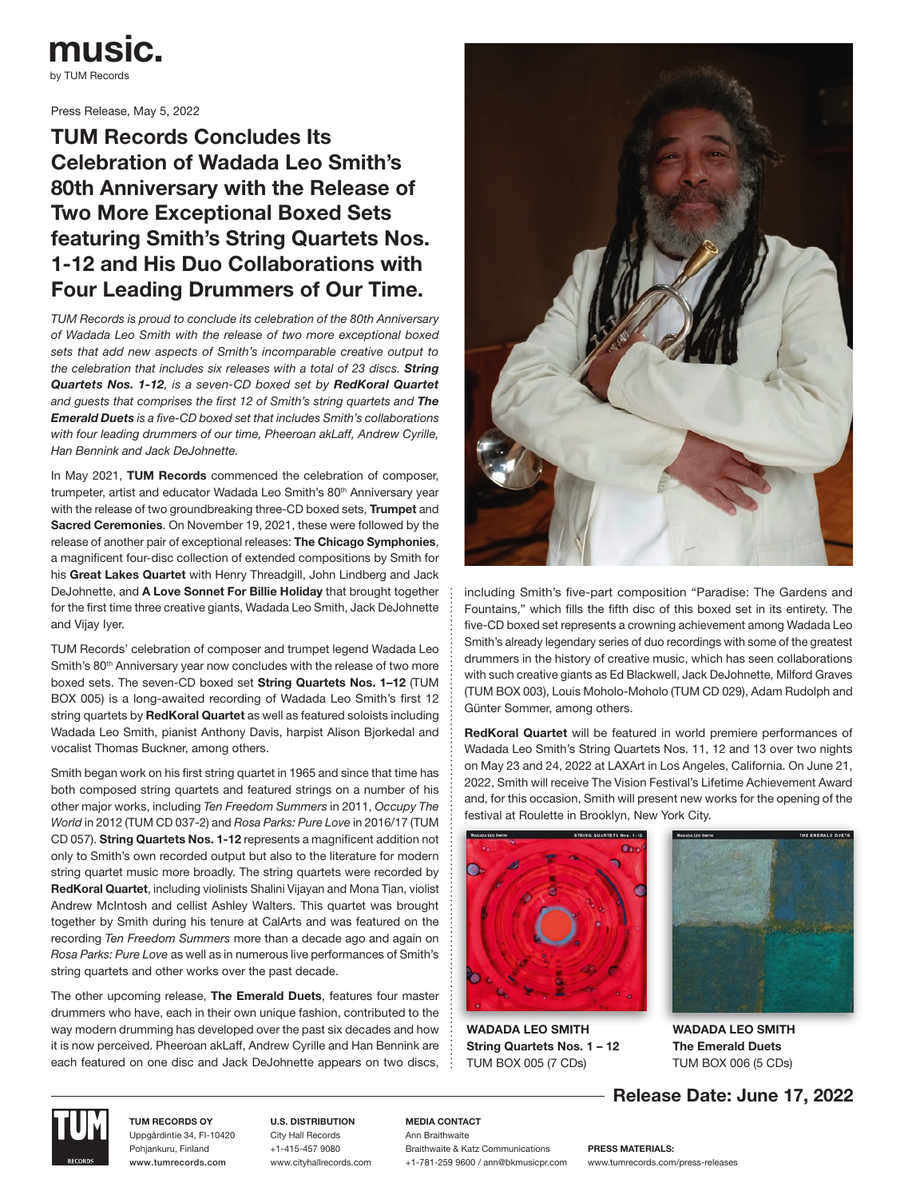# music.

by TUM Records

Press Release, May 5, 2022

## TUM Records Concludes Its Celebration of Wadada Leo Smith's 80th Anniversary with the Release of Two More Exceptional Boxed Sets featuring Smith's String Quartets Nos. 1-12 and His Duo Collaborations with Four Leading Drummers of Our Time.

*TUM Records is proud to conclude its celebration of the 80th Anniversary of Wadada Leo Smith with the release of two more exceptional boxed sets that add new aspects of Smith's incomparable creative output to the celebration that includes six releases with a total of 23 discs.* ***String Quartets Nos. 1-12****, is a seven-CD boxed set by* ***RedKoral Quartet*** *and guests that comprises the first 12 of Smith's string quartets and* ***The Emerald Duets*** *is a five-CD boxed set that includes Smith's collaborations with four leading drummers of our time, Pheeroan akLaff, Andrew Cyrille, Han Bennink and Jack DeJohnette.*

In May 2021, **TUM Records** commenced the celebration of composer, trumpeter, artist and educator Wadada Leo Smith's 80th Anniversary year with the release of two groundbreaking three-CD boxed sets, **Trumpet** and **Sacred Ceremonies**. On November 19, 2021, these were followed by the release of another pair of exceptional releases: **The Chicago Symphonies**, a magnificent four-disc collection of extended compositions by Smith for his **Great Lakes Quartet** with Henry Threadgill, John Lindberg and Jack DeJohnette, and **A Love Sonnet For Billie Holiday** that brought together for the first time three creative giants, Wadada Leo Smith, Jack DeJohnette and Vijay Iyer.

TUM Records' celebration of composer and trumpet legend Wadada Leo Smith's 80th Anniversary year now concludes with the release of two more boxed sets. The seven-CD boxed set **String Quartets Nos. 1–12** (TUM BOX 005) is a long-awaited recording of Wadada Leo Smith's first 12 string quartets by **RedKoral Quartet** as well as featured soloists including Wadada Leo Smith, pianist Anthony Davis, harpist Alison Bjorkedal and vocalist Thomas Buckner, among others.

Smith began work on his first string quartet in 1965 and since that time has both composed string quartets and featured strings on a number of his other major works, including *Ten Freedom Summers* in 2011, *Occupy The World* in 2012 (TUM CD 037-2) and *Rosa Parks: Pure Love* in 2016/17 (TUM CD 057). **String Quartets Nos. 1-12** represents a magnificent addition not only to Smith's own recorded output but also to the literature for modern string quartet music more broadly. The string quartets were recorded by **RedKoral Quartet**, including violinists Shalini Vijayan and Mona Tian, violist Andrew McIntosh and cellist Ashley Walters. This quartet was brought together by Smith during his tenure at CalArts and was featured on the recording *Ten Freedom Summers* more than a decade ago and again on *Rosa Parks: Pure Love* as well as in numerous live performances of Smith's string quartets and other works over the past decade.

The other upcoming release, **The Emerald Duets**, features four master drummers who have, each in their own unique fashion, contributed to the way modern drumming has developed over the past six decades and how it is now perceived. Pheeroan akLaff, Andrew Cyrille and Han Bennink are each featured on one disc and Jack DeJohnette appears on two discs, including Smith's five-part composition "Paradise: The Gardens and Fountains," which fills the fifth disc of this boxed set in its entirety. The five-CD boxed set represents a crowning achievement among Wadada Leo Smith's already legendary series of duo recordings with some of the greatest drummers in the history of creative music, which has seen collaborations with such creative giants as Ed Blackwell, Jack DeJohnette, Milford Graves (TUM BOX 003), Louis Moholo-Moholo (TUM CD 029), Adam Rudolph and Günter Sommer, among others.

**RedKoral Quartet** will be featured in world premiere performances of Wadada Leo Smith's String Quartets Nos. 11, 12 and 13 over two nights on May 23 and 24, 2022 at LAXArt in Los Angeles, California. On June 21, 2022, Smith will receive The Vision Festival's Lifetime Achievement Award and, for this occasion, Smith will present new works for the opening of the festival at Roulette in Brooklyn, New York City.

**WADADA LEO SMITH**
**String Quartets Nos. 1 – 12**
TUM BOX 005 (7 CDs)

**WADADA LEO SMITH**
**The Emerald Duets**
TUM BOX 006 (5 CDs)

## Release Date: June 17, 2022

**TUM RECORDS OY**
Uppgårdintie 34, FI-10420
Pohjankuru, Finland
**www.tumrecords.com**

**U.S. DISTRIBUTION**
City Hall Records
+1-415-457 9080
www.cityhallrecords.com

**MEDIA CONTACT**
Ann Braithwaite
Braithwaite & Katz Communications
+1-781-259 9600 / ann@bkmusicpr.com

**PRESS MATERIALS:**
www.tumrecords.com/press-releases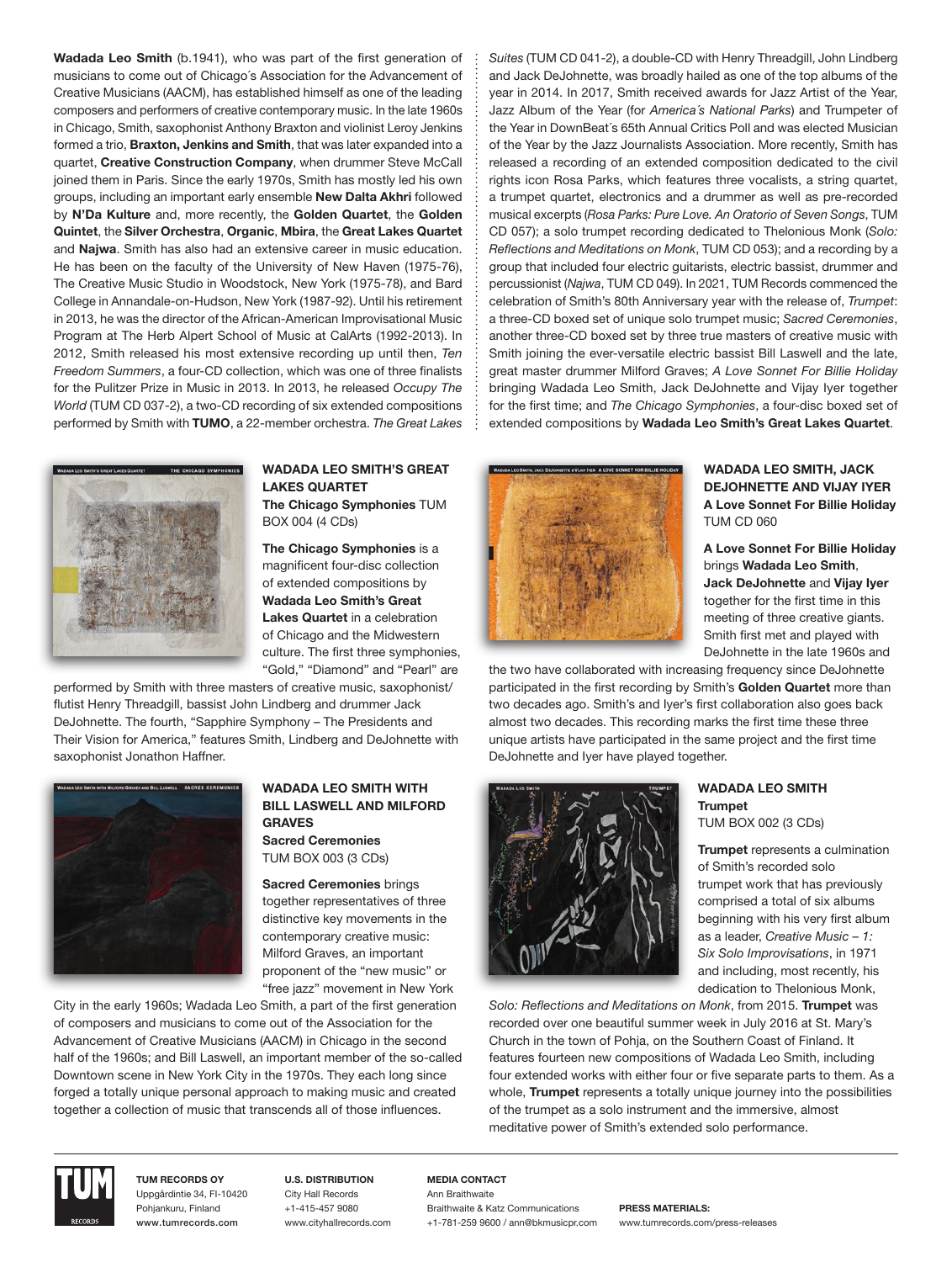**Wadada Leo Smith** (b.1941), who was part of the first generation of musicians to come out of Chicago´s Association for the Advancement of Creative Musicians (AACM), has established himself as one of the leading composers and performers of creative contemporary music. In the late 1960s in Chicago, Smith, saxophonist Anthony Braxton and violinist Leroy Jenkins formed a trio, **Braxton, Jenkins and Smith**, that was later expanded into a quartet, **Creative Construction Company**, when drummer Steve McCall joined them in Paris. Since the early 1970s, Smith has mostly led his own groups, including an important early ensemble **New Dalta Akhri** followed by **N'Da Kulture** and, more recently, the **Golden Quartet**, the **Golden Quintet**, the **Silver Orchestra**, **Organic**, **Mbira**, the **Great Lakes Quartet** and **Najwa**. Smith has also had an extensive career in music education. He has been on the faculty of the University of New Haven (1975-76), The Creative Music Studio in Woodstock, New York (1975-78), and Bard College in Annandale-on-Hudson, New York (1987-92). Until his retirement in 2013, he was the director of the African-American Improvisational Music Program at The Herb Alpert School of Music at CalArts (1992-2013). In 2012, Smith released his most extensive recording up until then, *Ten Freedom Summers*, a four-CD collection, which was one of three finalists for the Pulitzer Prize in Music in 2013. In 2013, he released *Occupy The World* (TUM CD 037-2), a two-CD recording of six extended compositions performed by Smith with **TUMO**, a 22-member orchestra. *The Great Lakes Suites* (TUM CD 041-2), a double-CD with Henry Threadgill, John Lindberg and Jack DeJohnette, was broadly hailed as one of the top albums of the year in 2014. In 2017, Smith received awards for Jazz Artist of the Year, Jazz Album of the Year (for *America´s National Parks*) and Trumpeter of the Year in DownBeat´s 65th Annual Critics Poll and was elected Musician of the Year by the Jazz Journalists Association. More recently, Smith has released a recording of an extended composition dedicated to the civil rights icon Rosa Parks, which features three vocalists, a string quartet, a trumpet quartet, electronics and a drummer as well as pre-recorded musical excerpts (*Rosa Parks: Pure Love. An Oratorio of Seven Songs*, TUM CD 057); a solo trumpet recording dedicated to Thelonious Monk (*Solo: Reflections and Meditations on Monk*, TUM CD 053); and a recording by a group that included four electric guitarists, electric bassist, drummer and percussionist (*Najwa*, TUM CD 049). In 2021, TUM Records commenced the celebration of Smith's 80th Anniversary year with the release of, *Trumpet*: a three-CD boxed set of unique solo trumpet music; *Sacred Ceremonies*, another three-CD boxed set by three true masters of creative music with Smith joining the ever-versatile electric bassist Bill Laswell and the late, great master drummer Milford Graves; *A Love Sonnet For Billie Holiday* bringing Wadada Leo Smith, Jack DeJohnette and Vijay Iyer together for the first time; and *The Chicago Symphonies*, a four-disc boxed set of extended compositions by **Wadada Leo Smith's Great Lakes Quartet**.

### WADADA LEO SMITH'S GREAT LAKES QUARTET

**The Chicago Symphonies** TUM BOX 004 (4 CDs)

**The Chicago Symphonies** is a magnificent four-disc collection of extended compositions by **Wadada Leo Smith's Great Lakes Quartet** in a celebration of Chicago and the Midwestern culture. The first three symphonies, "Gold," "Diamond" and "Pearl" are performed by Smith with three masters of creative music, saxophonist/flutist Henry Threadgill, bassist John Lindberg and drummer Jack DeJohnette. The fourth, "Sapphire Symphony – The Presidents and Their Vision for America," features Smith, Lindberg and DeJohnette with saxophonist Jonathon Haffner.

### WADADA LEO SMITH WITH BILL LASWELL AND MILFORD GRAVES

**Sacred Ceremonies**
TUM BOX 003 (3 CDs)

**Sacred Ceremonies** brings together representatives of three distinctive key movements in the contemporary creative music: Milford Graves, an important proponent of the "new music" or "free jazz" movement in New York City in the early 1960s; Wadada Leo Smith, a part of the first generation of composers and musicians to come out of the Association for the Advancement of Creative Musicians (AACM) in Chicago in the second half of the 1960s; and Bill Laswell, an important member of the so-called Downtown scene in New York City in the 1970s. They each long since forged a totally unique personal approach to making music and created together a collection of music that transcends all of those influences.

### WADADA LEO SMITH, JACK DEJOHNETTE AND VIJAY IYER

**A Love Sonnet For Billie Holiday**
TUM CD 060

**A Love Sonnet For Billie Holiday** brings **Wadada Leo Smith**, **Jack DeJohnette** and **Vijay Iyer** together for the first time in this meeting of three creative giants. Smith first met and played with DeJohnette in the late 1960s and the two have collaborated with increasing frequency since DeJohnette participated in the first recording by Smith's **Golden Quartet** more than two decades ago. Smith's and Iyer's first collaboration also goes back almost two decades. This recording marks the first time these three unique artists have participated in the same project and the first time DeJohnette and Iyer have played together.

### WADADA LEO SMITH

**Trumpet**
TUM BOX 002 (3 CDs)

**Trumpet** represents a culmination of Smith's recorded solo trumpet work that has previously comprised a total of six albums beginning with his very first album as a leader, *Creative Music – 1: Six Solo Improvisations*, in 1971 and including, most recently, his dedication to Thelonious Monk, *Solo: Reflections and Meditations on Monk*, from 2015. **Trumpet** was recorded over one beautiful summer week in July 2016 at St. Mary's Church in the town of Pohja, on the Southern Coast of Finland. It features fourteen new compositions of Wadada Leo Smith, including four extended works with either four or five separate parts to them. As a whole, **Trumpet** represents a totally unique journey into the possibilities of the trumpet as a solo instrument and the immersive, almost meditative power of Smith's extended solo performance.

**TUM RECORDS OY**
Uppgårdintie 34, FI-10420
Pohjankuru, Finland
**www.tumrecords.com**

**U.S. DISTRIBUTION**
City Hall Records
+1-415-457 9080
www.cityhallrecords.com

**MEDIA CONTACT**
Ann Braithwaite
Braithwaite & Katz Communications
+1-781-259 9600 / ann@bkmusicpr.com

**PRESS MATERIALS:**
www.tumrecords.com/press-releases